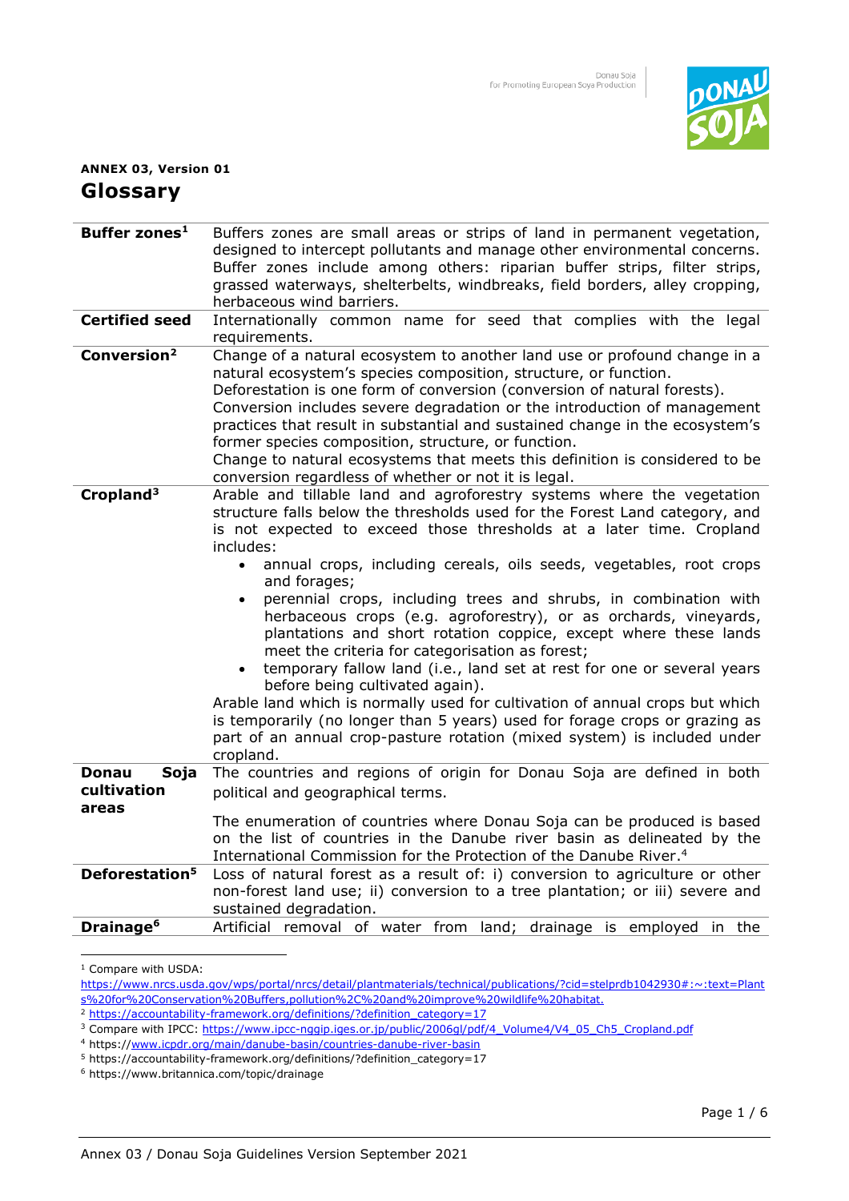**ANNEX 03, Version 01**

# Glossary

| | |
|---|---|
| **Buffer zones**[1] | Buffers zones are small areas or strips of land in permanent vegetation, designed to intercept pollutants and manage other environmental concerns. Buffer zones include among others: riparian buffer strips, filter strips, grassed waterways, shelterbelts, windbreaks, field borders, alley cropping, herbaceous wind barriers. |
| **Certified seed** | Internationally common name for seed that complies with the legal requirements. |
| **Conversion**[2] | Change of a natural ecosystem to another land use or profound change in a natural ecosystem's species composition, structure, or function.<br>Deforestation is one form of conversion (conversion of natural forests).<br>Conversion includes severe degradation or the introduction of management practices that result in substantial and sustained change in the ecosystem's former species composition, structure, or function.<br>Change to natural ecosystems that meets this definition is considered to be conversion regardless of whether or not it is legal. |
| **Cropland**[3] | Arable and tillable land and agroforestry systems where the vegetation structure falls below the thresholds used for the Forest Land category, and is not expected to exceed those thresholds at a later time. Cropland includes:<br>• annual crops, including cereals, oils seeds, vegetables, root crops and forages;<br>• perennial crops, including trees and shrubs, in combination with herbaceous crops (e.g. agroforestry), or as orchards, vineyards, plantations and short rotation coppice, except where these lands meet the criteria for categorisation as forest;<br>• temporary fallow land (i.e., land set at rest for one or several years before being cultivated again).<br>Arable land which is normally used for cultivation of annual crops but which is temporarily (no longer than 5 years) used for forage crops or grazing as part of an annual crop-pasture rotation (mixed system) is included under cropland. |
| **Donau Soja cultivation areas** | The countries and regions of origin for Donau Soja are defined in both political and geographical terms.<br><br>The enumeration of countries where Donau Soja can be produced is based on the list of countries in the Danube river basin as delineated by the International Commission for the Protection of the Danube River.[4] |
| **Deforestation**[5] | Loss of natural forest as a result of: i) conversion to agriculture or other non-forest land use; ii) conversion to a tree plantation; or iii) severe and sustained degradation. |
| **Drainage**[6] | Artificial removal of water from land; drainage is employed in the |

[1] Compare with USDA: https://www.nrcs.usda.gov/wps/portal/nrcs/detail/plantmaterials/technical/publications/?cid=stelprdb1042930#:~:text=Plants%20for%20Conservation%20Buffers,pollution%2C%20and%20improve%20wildlife%20habitat.

[2] https://accountability-framework.org/definitions/?definition_category=17

[3] Compare with IPCC: https://www.ipcc-nggip.iges.or.jp/public/2006gl/pdf/4_Volume4/V4_05_Ch5_Cropland.pdf

[4] https://www.icpdr.org/main/danube-basin/countries-danube-river-basin

[5] https://accountability-framework.org/definitions/?definition_category=17

[6] https://www.britannica.com/topic/drainage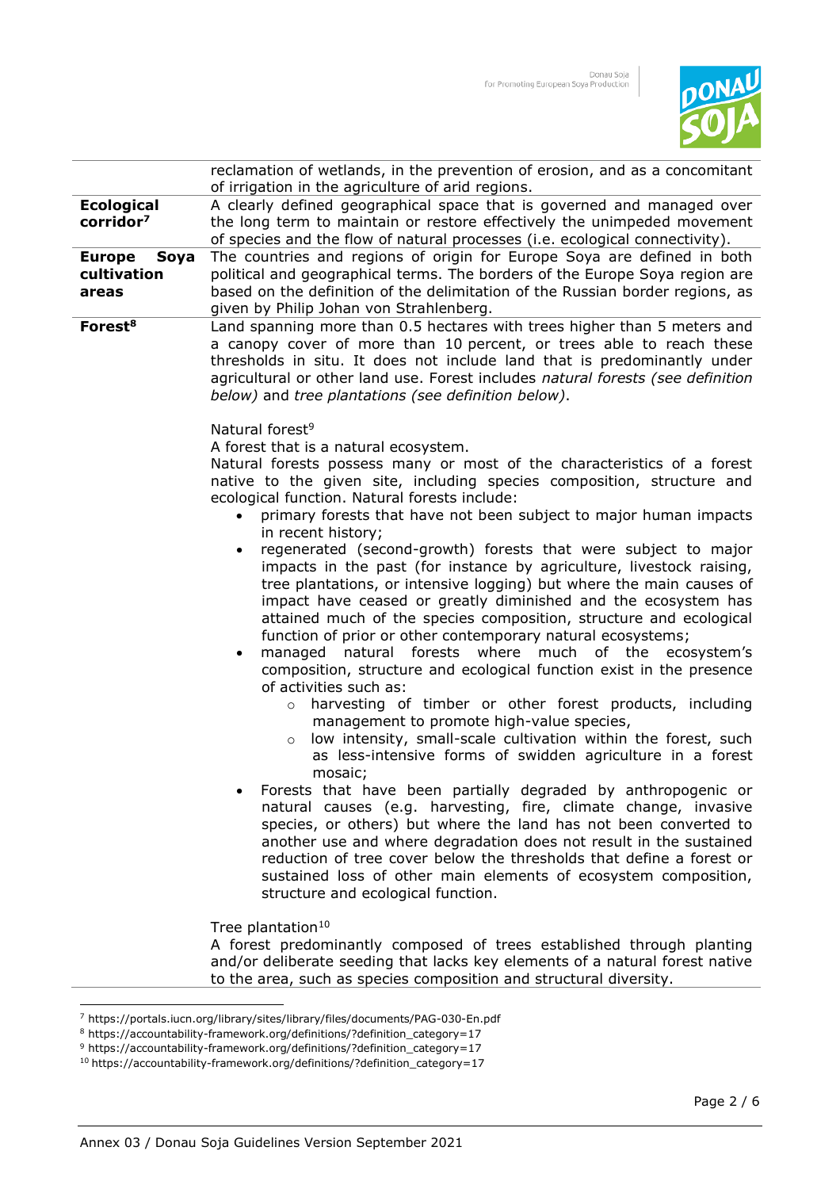| | |
|---|---|
| | reclamation of wetlands, in the prevention of erosion, and as a concomitant of irrigation in the agriculture of arid regions. |
| **Ecological corridor**[7] | A clearly defined geographical space that is governed and managed over the long term to maintain or restore effectively the unimpeded movement of species and the flow of natural processes (i.e. ecological connectivity). |
| **Europe Soya cultivation areas** | The countries and regions of origin for Europe Soya are defined in both political and geographical terms. The borders of the Europe Soya region are based on the definition of the delimitation of the Russian border regions, as given by Philip Johan von Strahlenberg. |
| **Forest**[8] | Land spanning more than 0.5 hectares with trees higher than 5 meters and a canopy cover of more than 10 percent, or trees able to reach these thresholds in situ. It does not include land that is predominantly under agricultural or other land use. Forest includes *natural forests (see definition below)* and *tree plantations (see definition below)*.<br><br>Natural forest[9]<br>A forest that is a natural ecosystem.<br>Natural forests possess many or most of the characteristics of a forest native to the given site, including species composition, structure and ecological function. Natural forests include:<br>• primary forests that have not been subject to major human impacts in recent history;<br>• regenerated (second-growth) forests that were subject to major impacts in the past (for instance by agriculture, livestock raising, tree plantations, or intensive logging) but where the main causes of impact have ceased or greatly diminished and the ecosystem has attained much of the species composition, structure and ecological function of prior or other contemporary natural ecosystems;<br>• managed natural forests where much of the ecosystem's composition, structure and ecological function exist in the presence of activities such as:<br>&nbsp;&nbsp;&nbsp;&nbsp;○ harvesting of timber or other forest products, including management to promote high-value species,<br>&nbsp;&nbsp;&nbsp;&nbsp;○ low intensity, small-scale cultivation within the forest, such as less-intensive forms of swidden agriculture in a forest mosaic;<br>• Forests that have been partially degraded by anthropogenic or natural causes (e.g. harvesting, fire, climate change, invasive species, or others) but where the land has not been converted to another use and where degradation does not result in the sustained reduction of tree cover below the thresholds that define a forest or sustained loss of other main elements of ecosystem composition, structure and ecological function.<br><br>Tree plantation[10]<br>A forest predominantly composed of trees established through planting and/or deliberate seeding that lacks key elements of a natural forest native to the area, such as species composition and structural diversity. |

[7] https://portals.iucn.org/library/sites/library/files/documents/PAG-030-En.pdf
[8] https://accountability-framework.org/definitions/?definition_category=17
[9] https://accountability-framework.org/definitions/?definition_category=17
[10] https://accountability-framework.org/definitions/?definition_category=17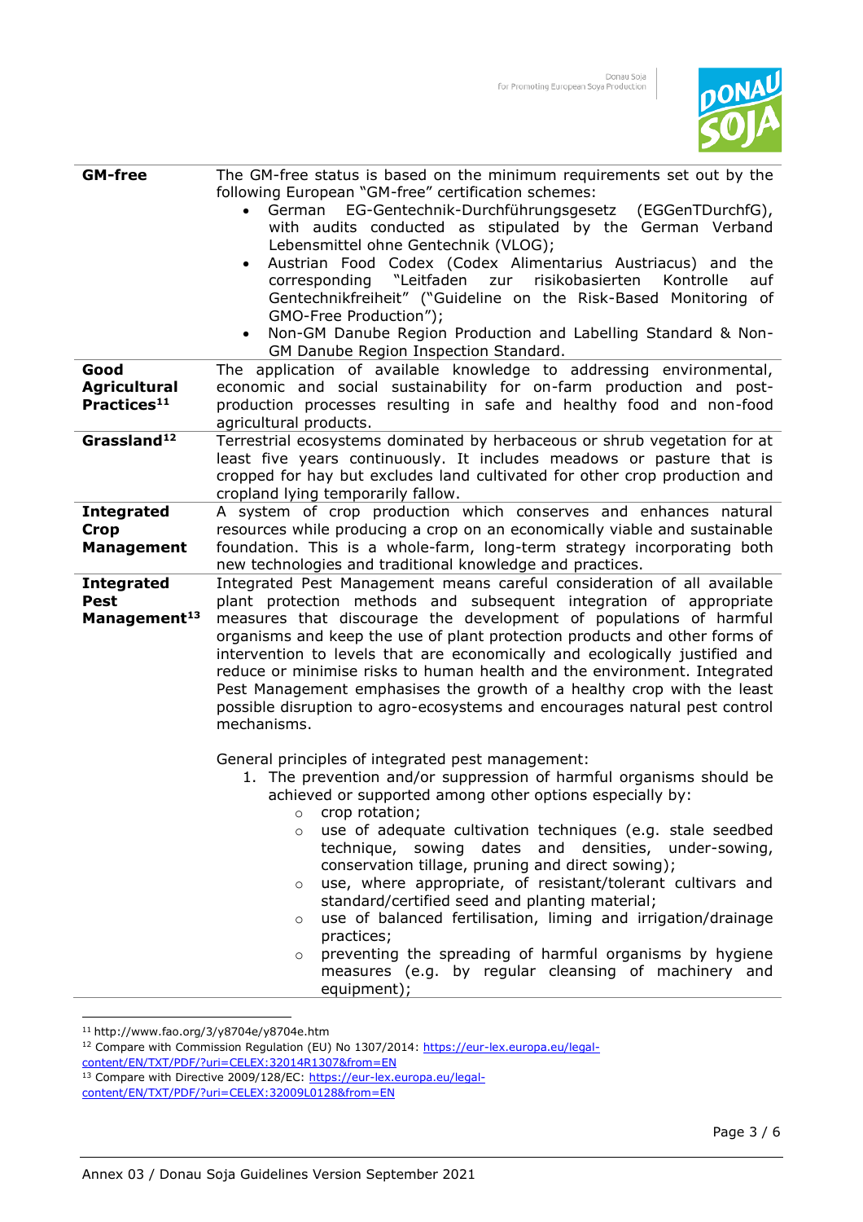| | |
|---|---|
| **GM-free** | The GM-free status is based on the minimum requirements set out by the following European "GM-free" certification schemes:<br>• German EG-Gentechnik-Durchführungsgesetz (EGGenTDurchfG), with audits conducted as stipulated by the German Verband Lebensmittel ohne Gentechnik (VLOG);<br>• Austrian Food Codex (Codex Alimentarius Austriacus) and the corresponding "Leitfaden zur risikobasierten Kontrolle auf Gentechnikfreiheit" ("Guideline on the Risk-Based Monitoring of GMO-Free Production");<br>• Non-GM Danube Region Production and Labelling Standard & Non-GM Danube Region Inspection Standard. |
| **Good Agricultural Practices**[11] | The application of available knowledge to addressing environmental, economic and social sustainability for on-farm production and post-production processes resulting in safe and healthy food and non-food agricultural products. |
| **Grassland**[12] | Terrestrial ecosystems dominated by herbaceous or shrub vegetation for at least five years continuously. It includes meadows or pasture that is cropped for hay but excludes land cultivated for other crop production and cropland lying temporarily fallow. |
| **Integrated Crop Management** | A system of crop production which conserves and enhances natural resources while producing a crop on an economically viable and sustainable foundation. This is a whole-farm, long-term strategy incorporating both new technologies and traditional knowledge and practices. |
| **Integrated Pest Management**[13] | Integrated Pest Management means careful consideration of all available plant protection methods and subsequent integration of appropriate measures that discourage the development of populations of harmful organisms and keep the use of plant protection products and other forms of intervention to levels that are economically and ecologically justified and reduce or minimise risks to human health and the environment. Integrated Pest Management emphasises the growth of a healthy crop with the least possible disruption to agro-ecosystems and encourages natural pest control mechanisms.<br><br>General principles of integrated pest management:<br>1. The prevention and/or suppression of harmful organisms should be achieved or supported among other options especially by:<br>◦ crop rotation;<br>◦ use of adequate cultivation techniques (e.g. stale seedbed technique, sowing dates and densities, under-sowing, conservation tillage, pruning and direct sowing);<br>◦ use, where appropriate, of resistant/tolerant cultivars and standard/certified seed and planting material;<br>◦ use of balanced fertilisation, liming and irrigation/drainage practices;<br>◦ preventing the spreading of harmful organisms by hygiene measures (e.g. by regular cleansing of machinery and equipment); |

[11] http://www.fao.org/3/y8704e/y8704e.htm

[12] Compare with Commission Regulation (EU) No 1307/2014: https://eur-lex.europa.eu/legal-content/EN/TXT/PDF/?uri=CELEX:32014R1307&from=EN

[13] Compare with Directive 2009/128/EC: https://eur-lex.europa.eu/legal-content/EN/TXT/PDF/?uri=CELEX:32009L0128&from=EN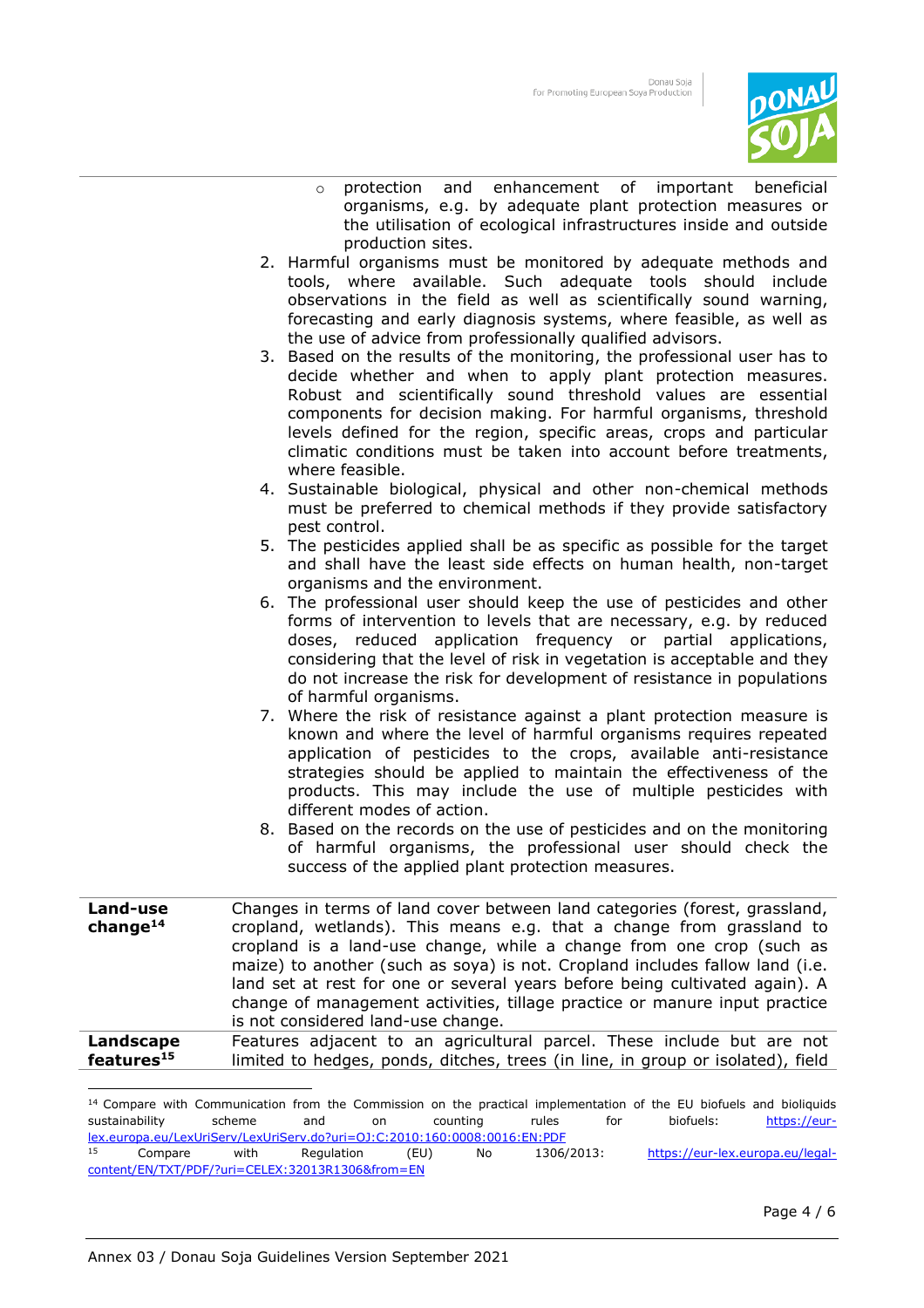- protection and enhancement of important beneficial organisms, e.g. by adequate plant protection measures or the utilisation of ecological infrastructures inside and outside production sites.

2. Harmful organisms must be monitored by adequate methods and tools, where available. Such adequate tools should include observations in the field as well as scientifically sound warning, forecasting and early diagnosis systems, where feasible, as well as the use of advice from professionally qualified advisors.
3. Based on the results of the monitoring, the professional user has to decide whether and when to apply plant protection measures. Robust and scientifically sound threshold values are essential components for decision making. For harmful organisms, threshold levels defined for the region, specific areas, crops and particular climatic conditions must be taken into account before treatments, where feasible.
4. Sustainable biological, physical and other non-chemical methods must be preferred to chemical methods if they provide satisfactory pest control.
5. The pesticides applied shall be as specific as possible for the target and shall have the least side effects on human health, non-target organisms and the environment.
6. The professional user should keep the use of pesticides and other forms of intervention to levels that are necessary, e.g. by reduced doses, reduced application frequency or partial applications, considering that the level of risk in vegetation is acceptable and they do not increase the risk for development of resistance in populations of harmful organisms.
7. Where the risk of resistance against a plant protection measure is known and where the level of harmful organisms requires repeated application of pesticides to the crops, available anti-resistance strategies should be applied to maintain the effectiveness of the products. This may include the use of multiple pesticides with different modes of action.
8. Based on the records on the use of pesticides and on the monitoring of harmful organisms, the professional user should check the success of the applied plant protection measures.

| | |
|---|---|
| **Land-use change**[14] | Changes in terms of land cover between land categories (forest, grassland, cropland, wetlands). This means e.g. that a change from grassland to cropland is a land-use change, while a change from one crop (such as maize) to another (such as soya) is not. Cropland includes fallow land (i.e. land set at rest for one or several years before being cultivated again). A change of management activities, tillage practice or manure input practice is not considered land-use change. |
| **Landscape features**[15] | Features adjacent to an agricultural parcel. These include but are not limited to hedges, ponds, ditches, trees (in line, in group or isolated), field |

[14] Compare with Communication from the Commission on the practical implementation of the EU biofuels and bioliquids sustainability scheme and on counting rules for biofuels: https://eur-lex.europa.eu/LexUriServ/LexUriServ.do?uri=OJ:C:2010:160:0008:0016:EN:PDF

[15] Compare with Regulation (EU) No 1306/2013: https://eur-lex.europa.eu/legal-content/EN/TXT/PDF/?uri=CELEX:32013R1306&from=EN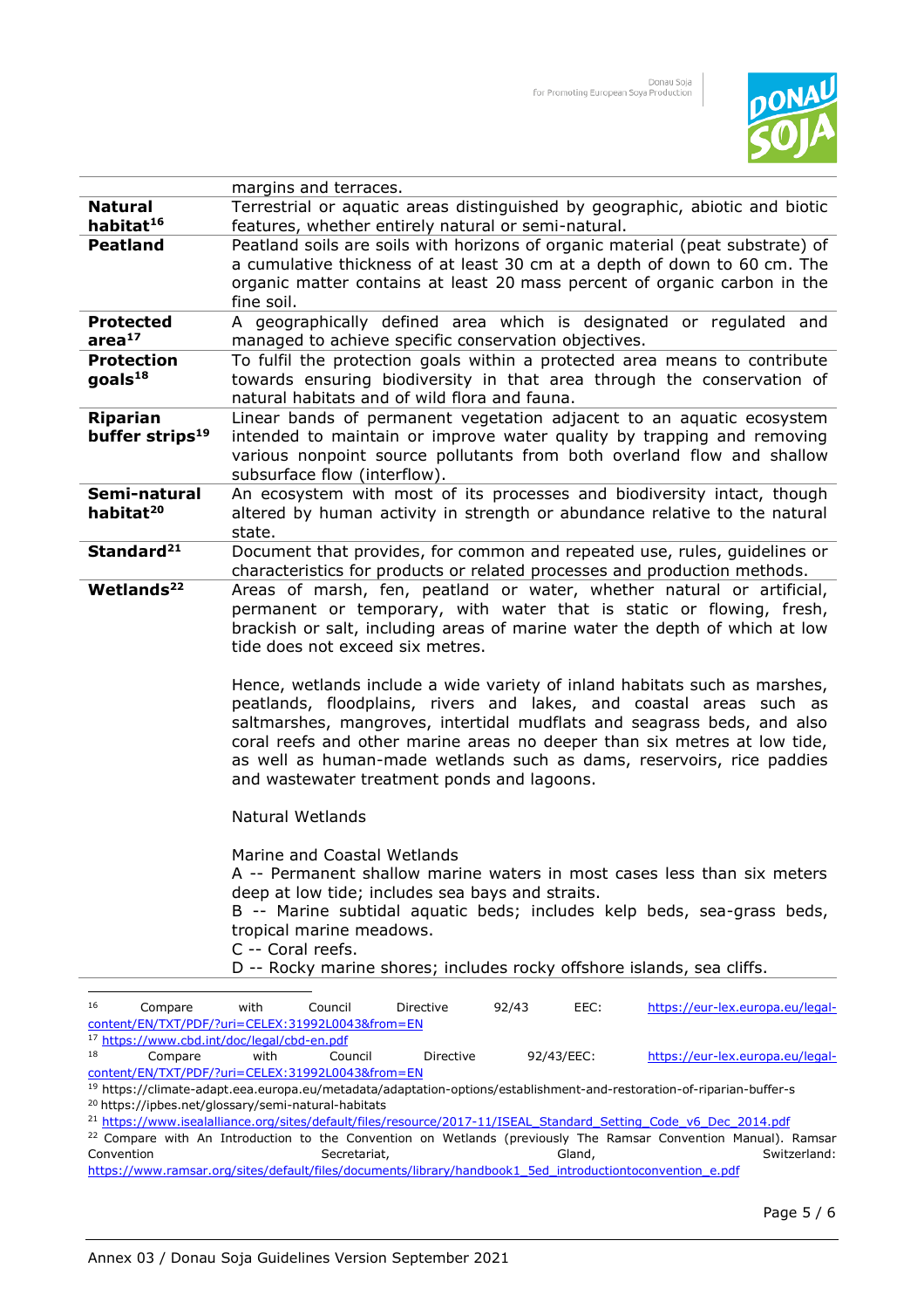| | |
|---|---|
| | margins and terraces. |
| **Natural habitat**[16] | Terrestrial or aquatic areas distinguished by geographic, abiotic and biotic features, whether entirely natural or semi-natural. |
| **Peatland** | Peatland soils are soils with horizons of organic material (peat substrate) of a cumulative thickness of at least 30 cm at a depth of down to 60 cm. The organic matter contains at least 20 mass percent of organic carbon in the fine soil. |
| **Protected area**[17] | A geographically defined area which is designated or regulated and managed to achieve specific conservation objectives. |
| **Protection goals**[18] | To fulfil the protection goals within a protected area means to contribute towards ensuring biodiversity in that area through the conservation of natural habitats and of wild flora and fauna. |
| **Riparian buffer strips**[19] | Linear bands of permanent vegetation adjacent to an aquatic ecosystem intended to maintain or improve water quality by trapping and removing various nonpoint source pollutants from both overland flow and shallow subsurface flow (interflow). |
| **Semi-natural habitat**[20] | An ecosystem with most of its processes and biodiversity intact, though altered by human activity in strength or abundance relative to the natural state. |
| **Standard**[21] | Document that provides, for common and repeated use, rules, guidelines or characteristics for products or related processes and production methods. |
| **Wetlands**[22] | Areas of marsh, fen, peatland or water, whether natural or artificial, permanent or temporary, with water that is static or flowing, fresh, brackish or salt, including areas of marine water the depth of which at low tide does not exceed six metres.<br><br>Hence, wetlands include a wide variety of inland habitats such as marshes, peatlands, floodplains, rivers and lakes, and coastal areas such as saltmarshes, mangroves, intertidal mudflats and seagrass beds, and also coral reefs and other marine areas no deeper than six metres at low tide, as well as human-made wetlands such as dams, reservoirs, rice paddies and wastewater treatment ponds and lagoons.<br><br>Natural Wetlands<br><br>Marine and Coastal Wetlands<br>A -- Permanent shallow marine waters in most cases less than six meters deep at low tide; includes sea bays and straits.<br>B -- Marine subtidal aquatic beds; includes kelp beds, sea-grass beds, tropical marine meadows.<br>C -- Coral reefs.<br>D -- Rocky marine shores; includes rocky offshore islands, sea cliffs. |

[16] Compare with Council Directive 92/43 EEC: https://eur-lex.europa.eu/legal-content/EN/TXT/PDF/?uri=CELEX:31992L0043&from=EN

[17] https://www.cbd.int/doc/legal/cbd-en.pdf

[18] Compare with Council Directive 92/43/EEC: https://eur-lex.europa.eu/legal-content/EN/TXT/PDF/?uri=CELEX:31992L0043&from=EN

[19] https://climate-adapt.eea.europa.eu/metadata/adaptation-options/establishment-and-restoration-of-riparian-buffer-s

[20] https://ipbes.net/glossary/semi-natural-habitats

[21] https://www.isealalliance.org/sites/default/files/resource/2017-11/ISEAL_Standard_Setting_Code_v6_Dec_2014.pdf

[22] Compare with An Introduction to the Convention on Wetlands (previously The Ramsar Convention Manual). Ramsar Convention Secretariat, Gland, Switzerland: https://www.ramsar.org/sites/default/files/documents/library/handbook1_5ed_introductiontoconvention_e.pdf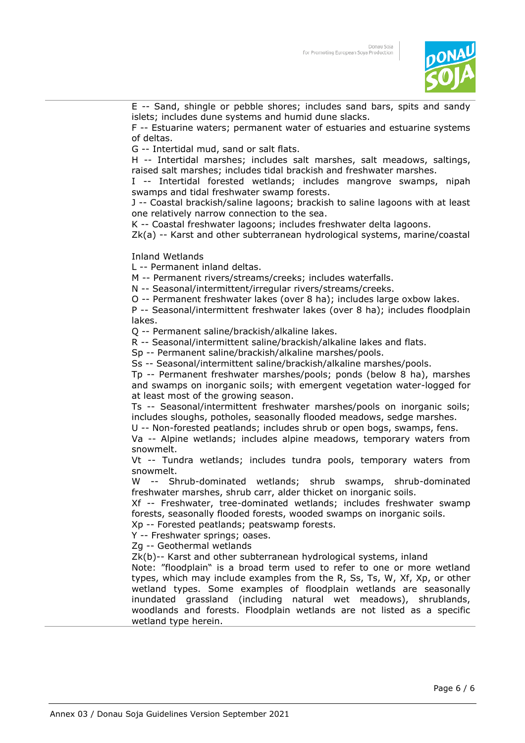E -- Sand, shingle or pebble shores; includes sand bars, spits and sandy islets; includes dune systems and humid dune slacks.

F -- Estuarine waters; permanent water of estuaries and estuarine systems of deltas.

G -- Intertidal mud, sand or salt flats.

H -- Intertidal marshes; includes salt marshes, salt meadows, saltings, raised salt marshes; includes tidal brackish and freshwater marshes.

I -- Intertidal forested wetlands; includes mangrove swamps, nipah swamps and tidal freshwater swamp forests.

J -- Coastal brackish/saline lagoons; brackish to saline lagoons with at least one relatively narrow connection to the sea.

K -- Coastal freshwater lagoons; includes freshwater delta lagoons.

Zk(a) -- Karst and other subterranean hydrological systems, marine/coastal

Inland Wetlands

L -- Permanent inland deltas.

M -- Permanent rivers/streams/creeks; includes waterfalls.

N -- Seasonal/intermittent/irregular rivers/streams/creeks.

O -- Permanent freshwater lakes (over 8 ha); includes large oxbow lakes.

P -- Seasonal/intermittent freshwater lakes (over 8 ha); includes floodplain lakes.

Q -- Permanent saline/brackish/alkaline lakes.

R -- Seasonal/intermittent saline/brackish/alkaline lakes and flats.

Sp -- Permanent saline/brackish/alkaline marshes/pools.

Ss -- Seasonal/intermittent saline/brackish/alkaline marshes/pools.

Tp -- Permanent freshwater marshes/pools; ponds (below 8 ha), marshes and swamps on inorganic soils; with emergent vegetation water-logged for at least most of the growing season.

Ts -- Seasonal/intermittent freshwater marshes/pools on inorganic soils; includes sloughs, potholes, seasonally flooded meadows, sedge marshes.

U -- Non-forested peatlands; includes shrub or open bogs, swamps, fens.

Va -- Alpine wetlands; includes alpine meadows, temporary waters from snowmelt.

Vt -- Tundra wetlands; includes tundra pools, temporary waters from snowmelt.

W -- Shrub-dominated wetlands; shrub swamps, shrub-dominated freshwater marshes, shrub carr, alder thicket on inorganic soils.

Xf -- Freshwater, tree-dominated wetlands; includes freshwater swamp forests, seasonally flooded forests, wooded swamps on inorganic soils.

Xp -- Forested peatlands; peatswamp forests.

Y -- Freshwater springs; oases.

Zg -- Geothermal wetlands

Zk(b)-- Karst and other subterranean hydrological systems, inland

Note: "floodplain" is a broad term used to refer to one or more wetland types, which may include examples from the R, Ss, Ts, W, Xf, Xp, or other wetland types. Some examples of floodplain wetlands are seasonally inundated grassland (including natural wet meadows), shrublands, woodlands and forests. Floodplain wetlands are not listed as a specific wetland type herein.